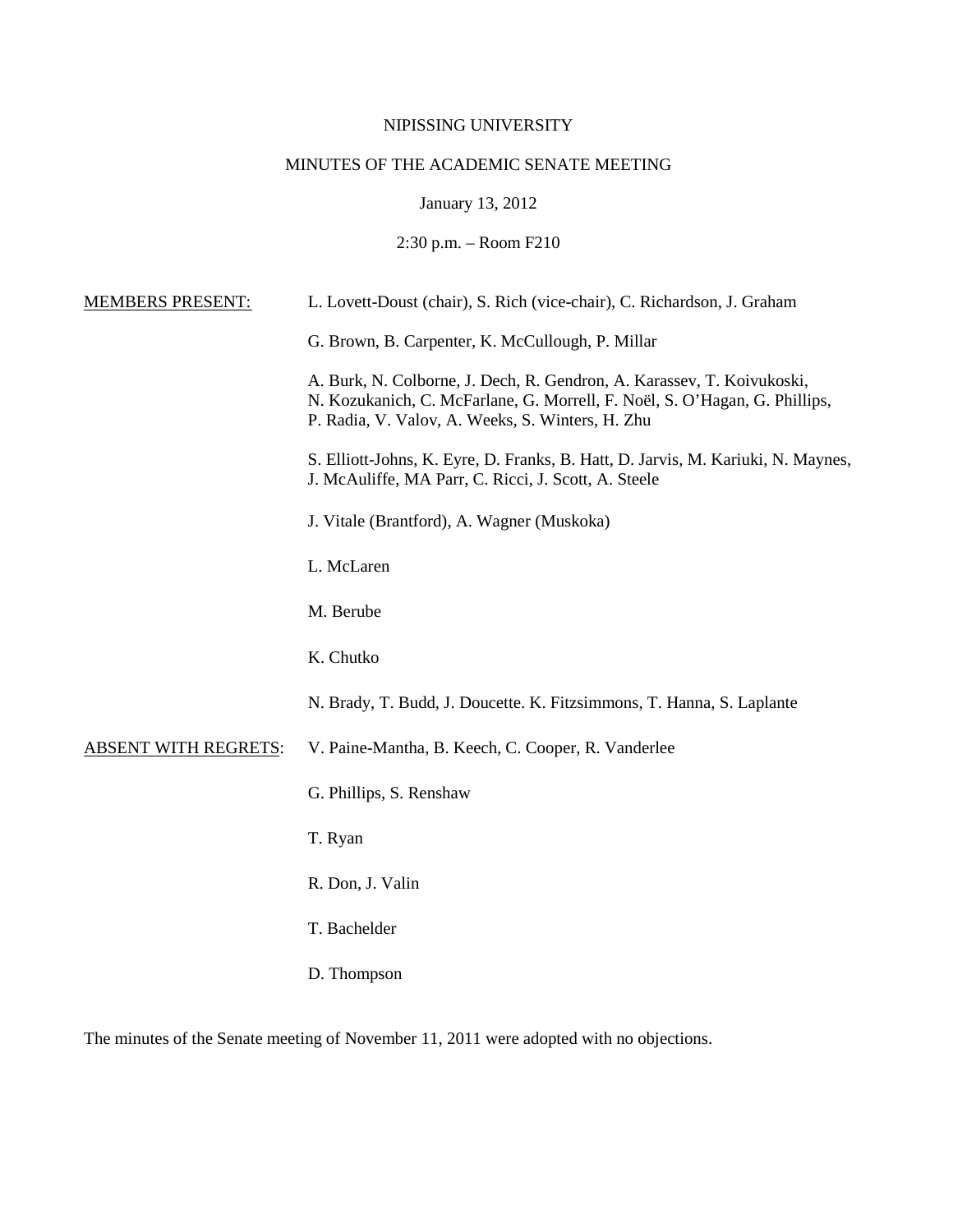NIPISSING UNIVERSITY

MINUTES OF THE ACADEMIC SENATE MEETING

January 13, 2012

2:30 p.m. – Room F210

| | |
|---|---|
| MEMBERS PRESENT: | L. Lovett-Doust (chair), S. Rich (vice-chair), C. Richardson, J. Graham |
| | G. Brown, B. Carpenter, K. McCullough, P. Millar |
| | A. Burk, N. Colborne, J. Dech, R. Gendron, A. Karassev, T. Koivukoski, N. Kozukanich, C. McFarlane, G. Morrell, F. Noël, S. O'Hagan, G. Phillips, P. Radia, V. Valov, A. Weeks, S. Winters, H. Zhu |
| | S. Elliott-Johns, K. Eyre, D. Franks, B. Hatt, D. Jarvis, M. Kariuki, N. Maynes, J. McAuliffe, MA Parr, C. Ricci, J. Scott, A. Steele |
| | J. Vitale (Brantford), A. Wagner (Muskoka) |
| | L. McLaren |
| | M. Berube |
| | K. Chutko |
| | N. Brady, T. Budd, J. Doucette. K. Fitzsimmons, T. Hanna, S. Laplante |
| ABSENT WITH REGRETS: | V. Paine-Mantha, B. Keech, C. Cooper, R. Vanderlee |
| | G. Phillips, S. Renshaw |
| | T. Ryan |
| | R. Don, J. Valin |
| | T. Bachelder |
| | D. Thompson |

The minutes of the Senate meeting of November 11, 2011 were adopted with no objections.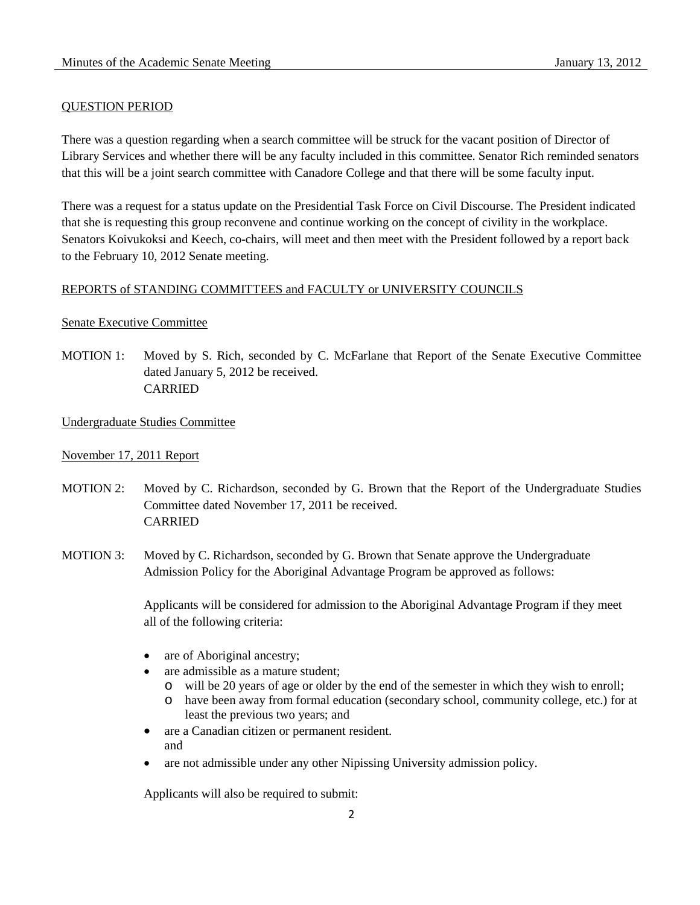QUESTION PERIOD

There was a question regarding when a search committee will be struck for the vacant position of Director of Library Services and whether there will be any faculty included in this committee. Senator Rich reminded senators that this will be a joint search committee with Canadore College and that there will be some faculty input.

There was a request for a status update on the Presidential Task Force on Civil Discourse. The President indicated that she is requesting this group reconvene and continue working on the concept of civility in the workplace. Senators Koivukoksi and Keech, co-chairs, will meet and then meet with the President followed by a report back to the February 10, 2012 Senate meeting.

REPORTS of STANDING COMMITTEES and FACULTY or UNIVERSITY COUNCILS

Senate Executive Committee

MOTION 1: Moved by S. Rich, seconded by C. McFarlane that Report of the Senate Executive Committee dated January 5, 2012 be received.
CARRIED

Undergraduate Studies Committee

November 17, 2011 Report

MOTION 2: Moved by C. Richardson, seconded by G. Brown that the Report of the Undergraduate Studies Committee dated November 17, 2011 be received.
CARRIED

MOTION 3: Moved by C. Richardson, seconded by G. Brown that Senate approve the Undergraduate Admission Policy for the Aboriginal Advantage Program be approved as follows:

Applicants will be considered for admission to the Aboriginal Advantage Program if they meet all of the following criteria:

- are of Aboriginal ancestry;
- are admissible as a mature student;
  - will be 20 years of age or older by the end of the semester in which they wish to enroll;
  - have been away from formal education (secondary school, community college, etc.) for at least the previous two years; and
- are a Canadian citizen or permanent resident.
  and
- are not admissible under any other Nipissing University admission policy.

Applicants will also be required to submit: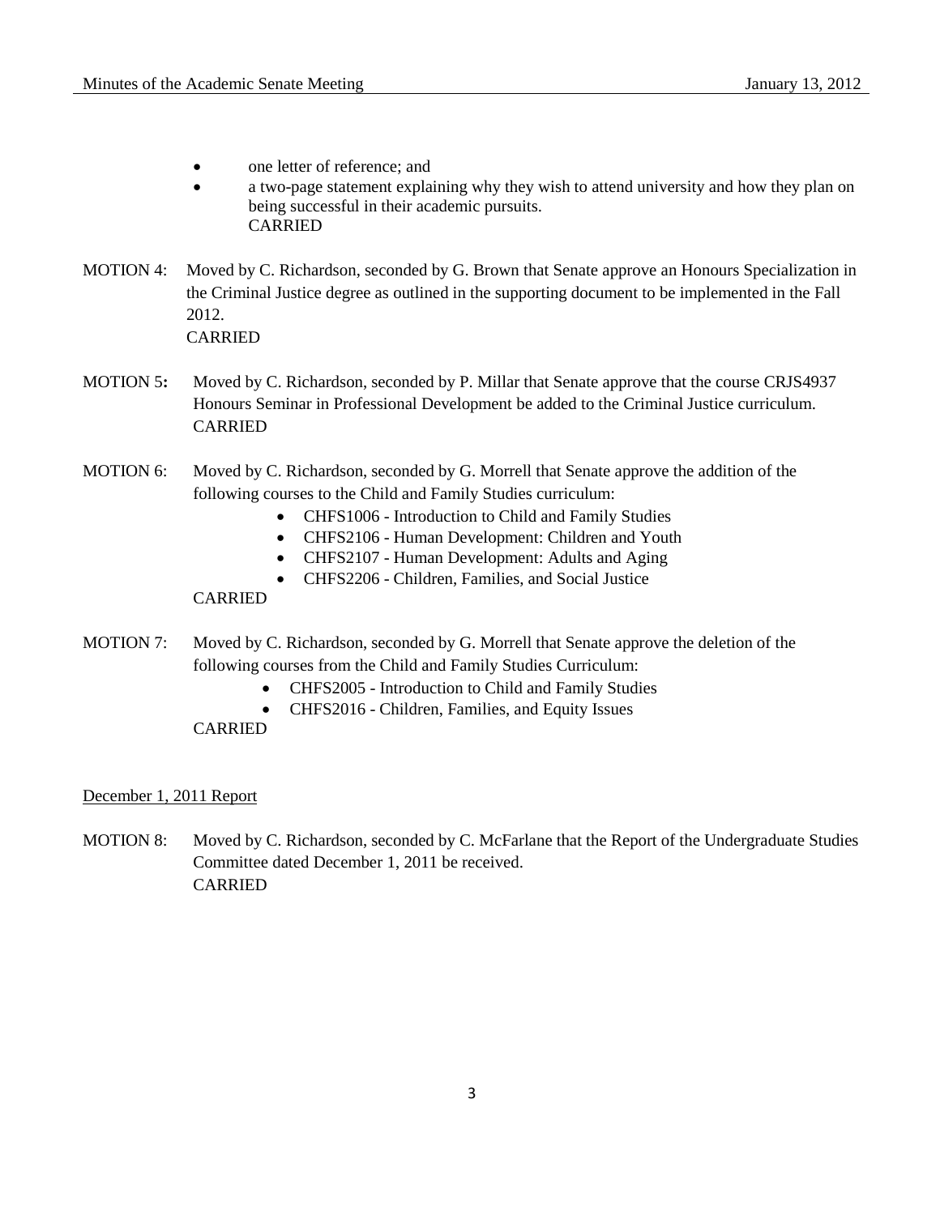- one letter of reference; and
- a two-page statement explaining why they wish to attend university and how they plan on being successful in their academic pursuits.
  CARRIED

MOTION 4: Moved by C. Richardson, seconded by G. Brown that Senate approve an Honours Specialization in the Criminal Justice degree as outlined in the supporting document to be implemented in the Fall 2012.
CARRIED

MOTION 5**:** Moved by C. Richardson, seconded by P. Millar that Senate approve that the course CRJS4937 Honours Seminar in Professional Development be added to the Criminal Justice curriculum.
CARRIED

MOTION 6: Moved by C. Richardson, seconded by G. Morrell that Senate approve the addition of the following courses to the Child and Family Studies curriculum:

- CHFS1006 - Introduction to Child and Family Studies
- CHFS2106 - Human Development: Children and Youth
- CHFS2107 - Human Development: Adults and Aging
- CHFS2206 - Children, Families, and Social Justice

CARRIED

MOTION 7: Moved by C. Richardson, seconded by G. Morrell that Senate approve the deletion of the following courses from the Child and Family Studies Curriculum:

- CHFS2005 - Introduction to Child and Family Studies
- CHFS2016 - Children, Families, and Equity Issues

CARRIED

December 1, 2011 Report

MOTION 8: Moved by C. Richardson, seconded by C. McFarlane that the Report of the Undergraduate Studies Committee dated December 1, 2011 be received.
CARRIED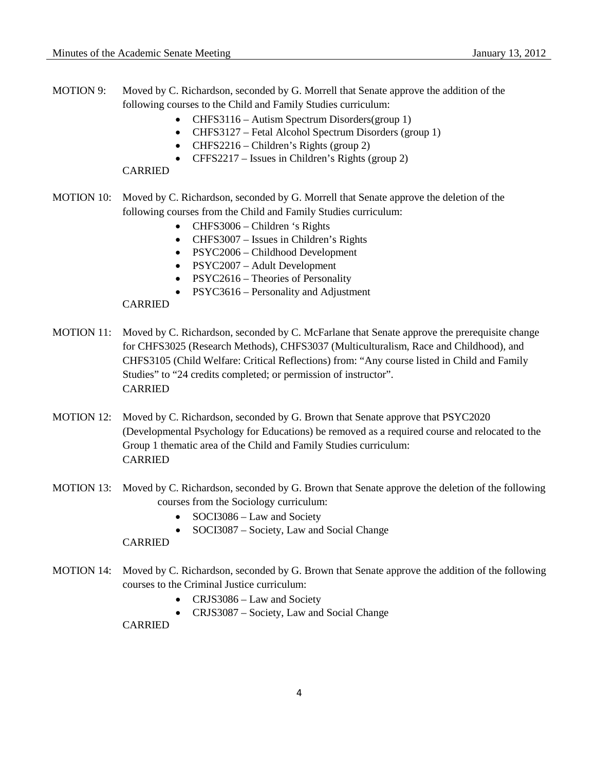MOTION 9: Moved by C. Richardson, seconded by G. Morrell that Senate approve the addition of the following courses to the Child and Family Studies curriculum:

- CHFS3116 – Autism Spectrum Disorders(group 1)
- CHFS3127 – Fetal Alcohol Spectrum Disorders (group 1)
- CHFS2216 – Children's Rights (group 2)
- CFFS2217 – Issues in Children's Rights (group 2)

CARRIED

MOTION 10: Moved by C. Richardson, seconded by G. Morrell that Senate approve the deletion of the following courses from the Child and Family Studies curriculum:

- CHFS3006 – Children 's Rights
- CHFS3007 – Issues in Children's Rights
- PSYC2006 – Childhood Development
- PSYC2007 – Adult Development
- PSYC2616 – Theories of Personality
- PSYC3616 – Personality and Adjustment

CARRIED

MOTION 11: Moved by C. Richardson, seconded by C. McFarlane that Senate approve the prerequisite change for CHFS3025 (Research Methods), CHFS3037 (Multiculturalism, Race and Childhood), and CHFS3105 (Child Welfare: Critical Reflections) from: "Any course listed in Child and Family Studies" to "24 credits completed; or permission of instructor".
CARRIED

MOTION 12: Moved by C. Richardson, seconded by G. Brown that Senate approve that PSYC2020 (Developmental Psychology for Educations) be removed as a required course and relocated to the Group 1 thematic area of the Child and Family Studies curriculum:
CARRIED

MOTION 13: Moved by C. Richardson, seconded by G. Brown that Senate approve the deletion of the following courses from the Sociology curriculum:

- SOCI3086 – Law and Society
- SOCI3087 – Society, Law and Social Change

CARRIED

MOTION 14: Moved by C. Richardson, seconded by G. Brown that Senate approve the addition of the following courses to the Criminal Justice curriculum:

- CRJS3086 – Law and Society
- CRJS3087 – Society, Law and Social Change

CARRIED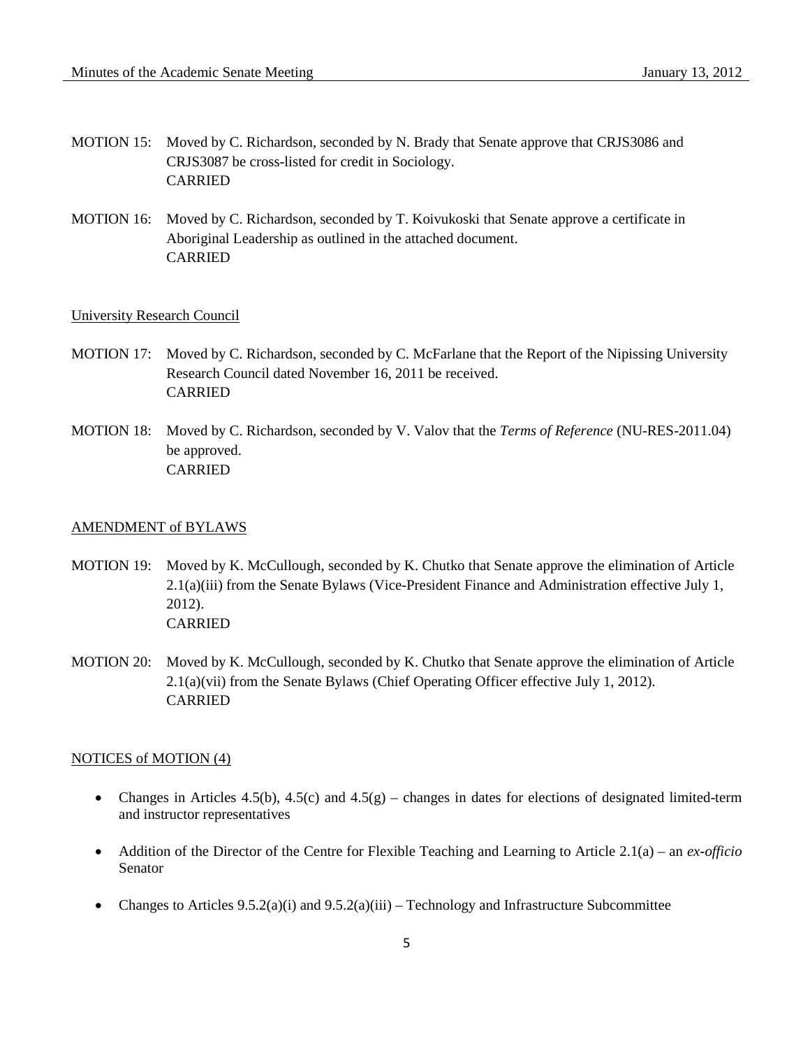MOTION 15: Moved by C. Richardson, seconded by N. Brady that Senate approve that CRJS3086 and CRJS3087 be cross-listed for credit in Sociology.
CARRIED

MOTION 16: Moved by C. Richardson, seconded by T. Koivukoski that Senate approve a certificate in Aboriginal Leadership as outlined in the attached document.
CARRIED

University Research Council

MOTION 17: Moved by C. Richardson, seconded by C. McFarlane that the Report of the Nipissing University Research Council dated November 16, 2011 be received.
CARRIED

MOTION 18: Moved by C. Richardson, seconded by V. Valov that the *Terms of Reference* (NU-RES-2011.04) be approved.
CARRIED

AMENDMENT of BYLAWS

MOTION 19: Moved by K. McCullough, seconded by K. Chutko that Senate approve the elimination of Article 2.1(a)(iii) from the Senate Bylaws (Vice-President Finance and Administration effective July 1, 2012).
CARRIED

MOTION 20: Moved by K. McCullough, seconded by K. Chutko that Senate approve the elimination of Article 2.1(a)(vii) from the Senate Bylaws (Chief Operating Officer effective July 1, 2012).
CARRIED

NOTICES of MOTION (4)

- Changes in Articles 4.5(b), 4.5(c) and 4.5(g) – changes in dates for elections of designated limited-term and instructor representatives
- Addition of the Director of the Centre for Flexible Teaching and Learning to Article 2.1(a) – an *ex-officio* Senator
- Changes to Articles 9.5.2(a)(i) and 9.5.2(a)(iii) – Technology and Infrastructure Subcommittee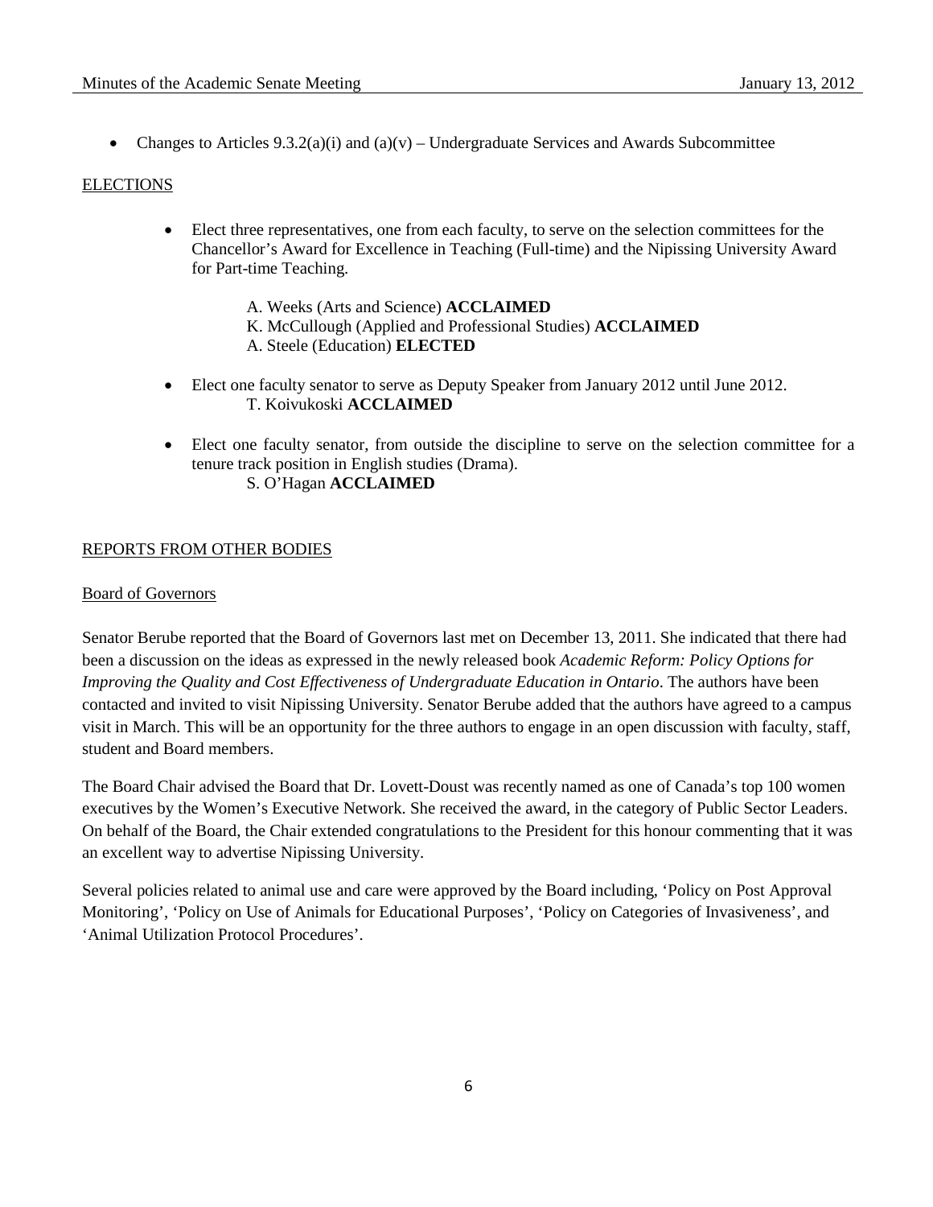- Changes to Articles 9.3.2(a)(i) and (a)(v) – Undergraduate Services and Awards Subcommittee

## ELECTIONS

- Elect three representatives, one from each faculty, to serve on the selection committees for the Chancellor's Award for Excellence in Teaching (Full-time) and the Nipissing University Award for Part-time Teaching.

  A. Weeks (Arts and Science) **ACCLAIMED**
  K. McCullough (Applied and Professional Studies) **ACCLAIMED**
  A. Steele (Education) **ELECTED**

- Elect one faculty senator to serve as Deputy Speaker from January 2012 until June 2012.
  T. Koivukoski **ACCLAIMED**

- Elect one faculty senator, from outside the discipline to serve on the selection committee for a tenure track position in English studies (Drama).
  S. O'Hagan **ACCLAIMED**

## REPORTS FROM OTHER BODIES

### Board of Governors

Senator Berube reported that the Board of Governors last met on December 13, 2011. She indicated that there had been a discussion on the ideas as expressed in the newly released book *Academic Reform: Policy Options for Improving the Quality and Cost Effectiveness of Undergraduate Education in Ontario*. The authors have been contacted and invited to visit Nipissing University. Senator Berube added that the authors have agreed to a campus visit in March. This will be an opportunity for the three authors to engage in an open discussion with faculty, staff, student and Board members.

The Board Chair advised the Board that Dr. Lovett-Doust was recently named as one of Canada's top 100 women executives by the Women's Executive Network. She received the award, in the category of Public Sector Leaders. On behalf of the Board, the Chair extended congratulations to the President for this honour commenting that it was an excellent way to advertise Nipissing University.

Several policies related to animal use and care were approved by the Board including, 'Policy on Post Approval Monitoring', 'Policy on Use of Animals for Educational Purposes', 'Policy on Categories of Invasiveness', and 'Animal Utilization Protocol Procedures'.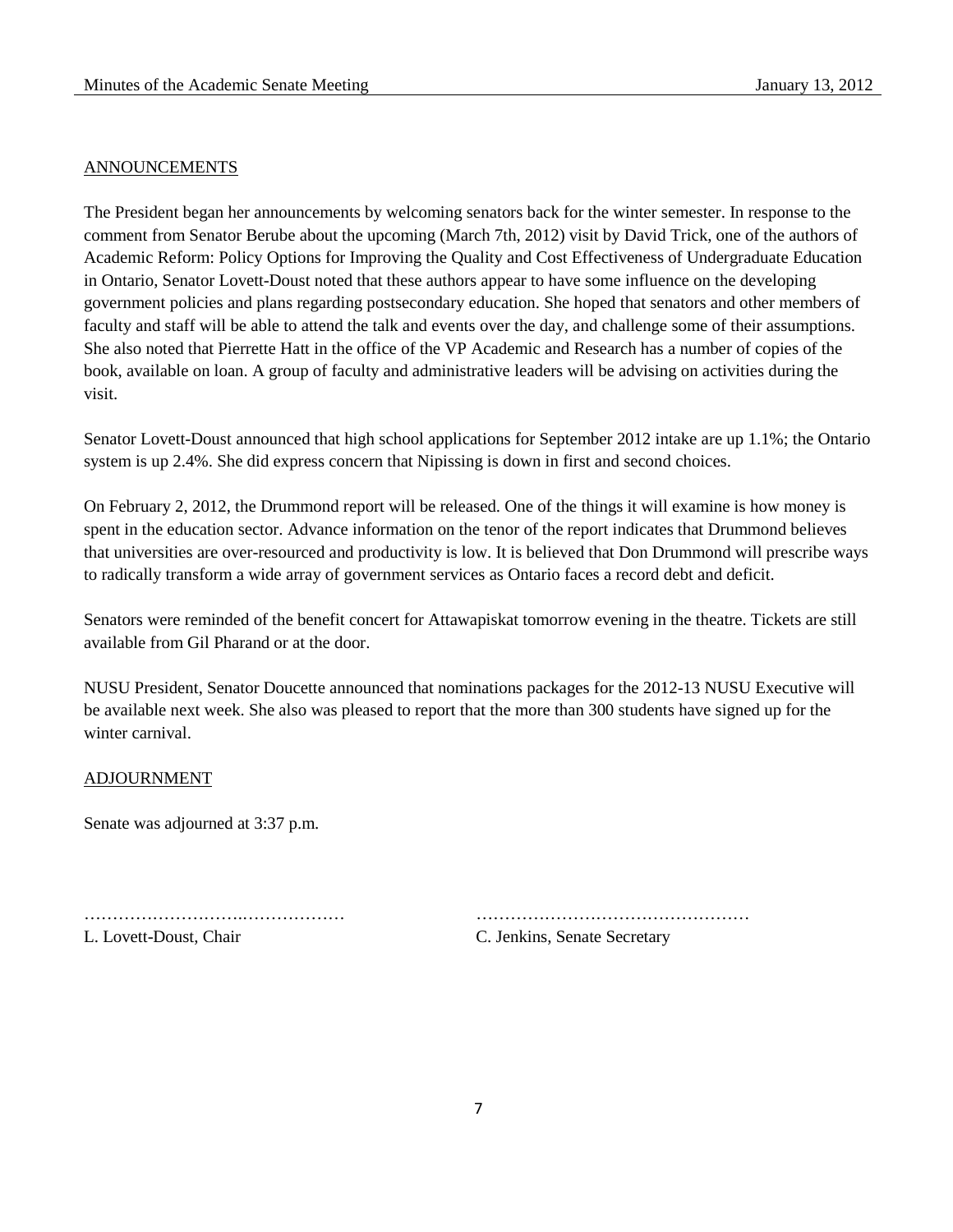## ANNOUNCEMENTS

The President began her announcements by welcoming senators back for the winter semester. In response to the comment from Senator Berube about the upcoming (March 7th, 2012) visit by David Trick, one of the authors of Academic Reform: Policy Options for Improving the Quality and Cost Effectiveness of Undergraduate Education in Ontario, Senator Lovett-Doust noted that these authors appear to have some influence on the developing government policies and plans regarding postsecondary education. She hoped that senators and other members of faculty and staff will be able to attend the talk and events over the day, and challenge some of their assumptions. She also noted that Pierrette Hatt in the office of the VP Academic and Research has a number of copies of the book, available on loan. A group of faculty and administrative leaders will be advising on activities during the visit.

Senator Lovett-Doust announced that high school applications for September 2012 intake are up 1.1%; the Ontario system is up 2.4%. She did express concern that Nipissing is down in first and second choices.

On February 2, 2012, the Drummond report will be released. One of the things it will examine is how money is spent in the education sector. Advance information on the tenor of the report indicates that Drummond believes that universities are over-resourced and productivity is low. It is believed that Don Drummond will prescribe ways to radically transform a wide array of government services as Ontario faces a record debt and deficit.

Senators were reminded of the benefit concert for Attawapiskat tomorrow evening in the theatre. Tickets are still available from Gil Pharand or at the door.

NUSU President, Senator Doucette announced that nominations packages for the 2012-13 NUSU Executive will be available next week. She also was pleased to report that the more than 300 students have signed up for the winter carnival.

## ADJOURNMENT

Senate was adjourned at 3:37 p.m.

………………………..………………  
L. Lovett-Doust, Chair

…………………………………………  
C. Jenkins, Senate Secretary